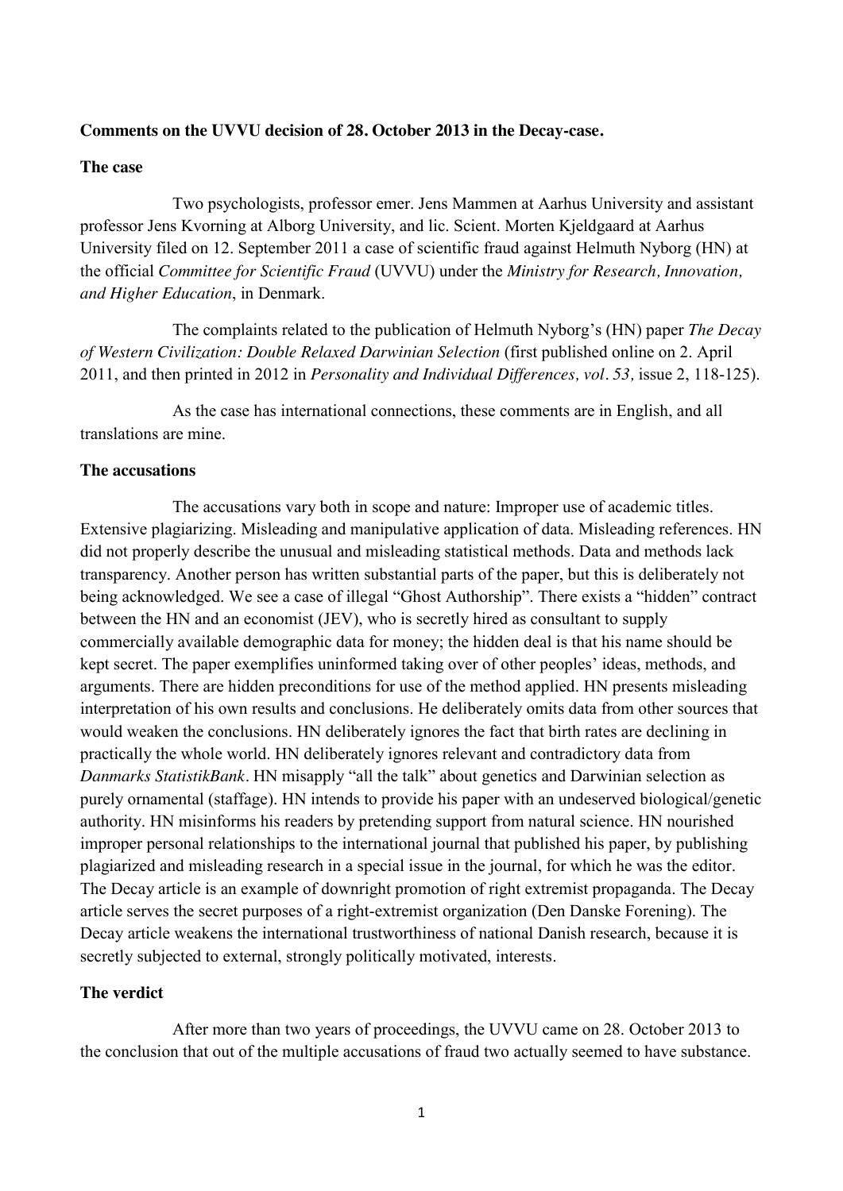**Comments on the UVVU decision of 28. October 2013 in the Decay-case.**

**The case**

Two psychologists, professor emer. Jens Mammen at Aarhus University and assistant professor Jens Kvorning at Alborg University, and lic. Scient. Morten Kjeldgaard at Aarhus University filed on 12. September 2011 a case of scientific fraud against Helmuth Nyborg (HN) at the official *Committee for Scientific Fraud* (UVVU) under the *Ministry for Research, Innovation, and Higher Education*, in Denmark.

The complaints related to the publication of Helmuth Nyborg's (HN) paper *The Decay of Western Civilization: Double Relaxed Darwinian Selection* (first published online on 2. April 2011, and then printed in 2012 in *Personality and Individual Differences, vol. 53,* issue 2, 118-125).

As the case has international connections, these comments are in English, and all translations are mine.

**The accusations**

The accusations vary both in scope and nature: Improper use of academic titles. Extensive plagiarizing. Misleading and manipulative application of data. Misleading references. HN did not properly describe the unusual and misleading statistical methods. Data and methods lack transparency. Another person has written substantial parts of the paper, but this is deliberately not being acknowledged. We see a case of illegal "Ghost Authorship". There exists a "hidden" contract between the HN and an economist (JEV), who is secretly hired as consultant to supply commercially available demographic data for money; the hidden deal is that his name should be kept secret. The paper exemplifies uninformed taking over of other peoples' ideas, methods, and arguments. There are hidden preconditions for use of the method applied. HN presents misleading interpretation of his own results and conclusions. He deliberately omits data from other sources that would weaken the conclusions. HN deliberately ignores the fact that birth rates are declining in practically the whole world. HN deliberately ignores relevant and contradictory data from *Danmarks StatistikBank*. HN misapply "all the talk" about genetics and Darwinian selection as purely ornamental (staffage). HN intends to provide his paper with an undeserved biological/genetic authority. HN misinforms his readers by pretending support from natural science. HN nourished improper personal relationships to the international journal that published his paper, by publishing plagiarized and misleading research in a special issue in the journal, for which he was the editor. The Decay article is an example of downright promotion of right extremist propaganda. The Decay article serves the secret purposes of a right-extremist organization (Den Danske Forening). The Decay article weakens the international trustworthiness of national Danish research, because it is secretly subjected to external, strongly politically motivated, interests.

**The verdict**

After more than two years of proceedings, the UVVU came on 28. October 2013 to the conclusion that out of the multiple accusations of fraud two actually seemed to have substance.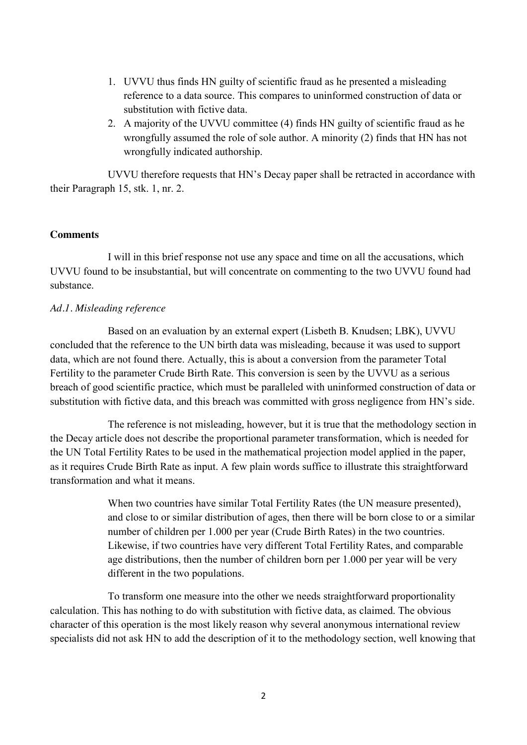1. UVVU thus finds HN guilty of scientific fraud as he presented a misleading reference to a data source. This compares to uninformed construction of data or substitution with fictive data.
2. A majority of the UVVU committee (4) finds HN guilty of scientific fraud as he wrongfully assumed the role of sole author. A minority (2) finds that HN has not wrongfully indicated authorship.

UVVU therefore requests that HN's Decay paper shall be retracted in accordance with their Paragraph 15, stk. 1, nr. 2.

**Comments**

I will in this brief response not use any space and time on all the accusations, which UVVU found to be insubstantial, but will concentrate on commenting to the two UVVU found had substance.

*Ad.1. Misleading reference*

Based on an evaluation by an external expert (Lisbeth B. Knudsen; LBK), UVVU concluded that the reference to the UN birth data was misleading, because it was used to support data, which are not found there. Actually, this is about a conversion from the parameter Total Fertility to the parameter Crude Birth Rate. This conversion is seen by the UVVU as a serious breach of good scientific practice, which must be paralleled with uninformed construction of data or substitution with fictive data, and this breach was committed with gross negligence from HN's side.

The reference is not misleading, however, but it is true that the methodology section in the Decay article does not describe the proportional parameter transformation, which is needed for the UN Total Fertility Rates to be used in the mathematical projection model applied in the paper, as it requires Crude Birth Rate as input. A few plain words suffice to illustrate this straightforward transformation and what it means.

> When two countries have similar Total Fertility Rates (the UN measure presented), and close to or similar distribution of ages, then there will be born close to or a similar number of children per 1.000 per year (Crude Birth Rates) in the two countries. Likewise, if two countries have very different Total Fertility Rates, and comparable age distributions, then the number of children born per 1.000 per year will be very different in the two populations.

To transform one measure into the other we needs straightforward proportionality calculation. This has nothing to do with substitution with fictive data, as claimed. The obvious character of this operation is the most likely reason why several anonymous international review specialists did not ask HN to add the description of it to the methodology section, well knowing that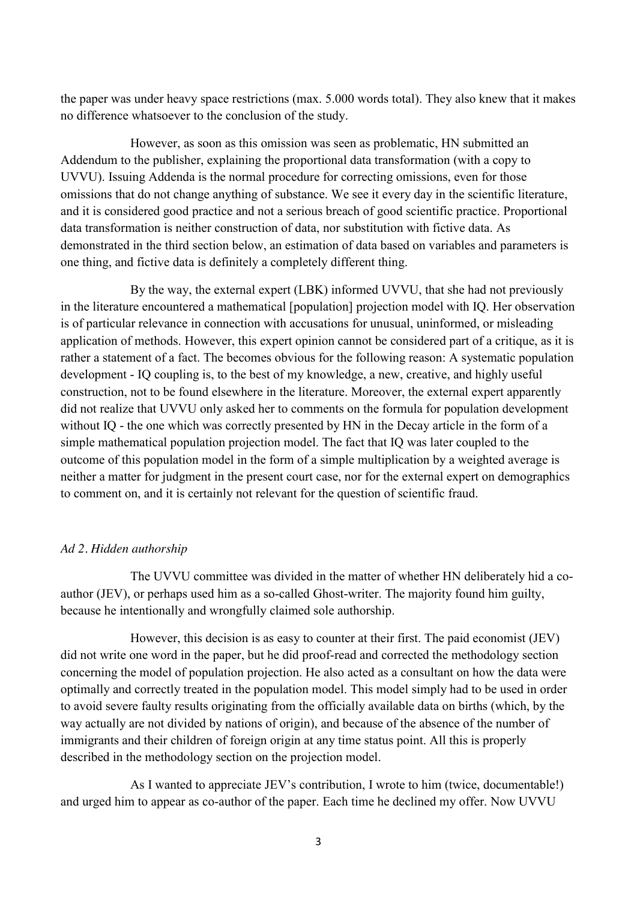the paper was under heavy space restrictions (max. 5.000 words total). They also knew that it makes no difference whatsoever to the conclusion of the study.

However, as soon as this omission was seen as problematic, HN submitted an Addendum to the publisher, explaining the proportional data transformation (with a copy to UVVU). Issuing Addenda is the normal procedure for correcting omissions, even for those omissions that do not change anything of substance. We see it every day in the scientific literature, and it is considered good practice and not a serious breach of good scientific practice. Proportional data transformation is neither construction of data, nor substitution with fictive data. As demonstrated in the third section below, an estimation of data based on variables and parameters is one thing, and fictive data is definitely a completely different thing.

By the way, the external expert (LBK) informed UVVU, that she had not previously in the literature encountered a mathematical [population] projection model with IQ. Her observation is of particular relevance in connection with accusations for unusual, uninformed, or misleading application of methods. However, this expert opinion cannot be considered part of a critique, as it is rather a statement of a fact. The becomes obvious for the following reason: A systematic population development - IQ coupling is, to the best of my knowledge, a new, creative, and highly useful construction, not to be found elsewhere in the literature. Moreover, the external expert apparently did not realize that UVVU only asked her to comments on the formula for population development without IQ - the one which was correctly presented by HN in the Decay article in the form of a simple mathematical population projection model. The fact that IQ was later coupled to the outcome of this population model in the form of a simple multiplication by a weighted average is neither a matter for judgment in the present court case, nor for the external expert on demographics to comment on, and it is certainly not relevant for the question of scientific fraud.

*Ad 2. Hidden authorship*

The UVVU committee was divided in the matter of whether HN deliberately hid a co-author (JEV), or perhaps used him as a so-called Ghost-writer. The majority found him guilty, because he intentionally and wrongfully claimed sole authorship.

However, this decision is as easy to counter at their first. The paid economist (JEV) did not write one word in the paper, but he did proof-read and corrected the methodology section concerning the model of population projection. He also acted as a consultant on how the data were optimally and correctly treated in the population model. This model simply had to be used in order to avoid severe faulty results originating from the officially available data on births (which, by the way actually are not divided by nations of origin), and because of the absence of the number of immigrants and their children of foreign origin at any time status point. All this is properly described in the methodology section on the projection model.

As I wanted to appreciate JEV's contribution, I wrote to him (twice, documentable!) and urged him to appear as co-author of the paper. Each time he declined my offer. Now UVVU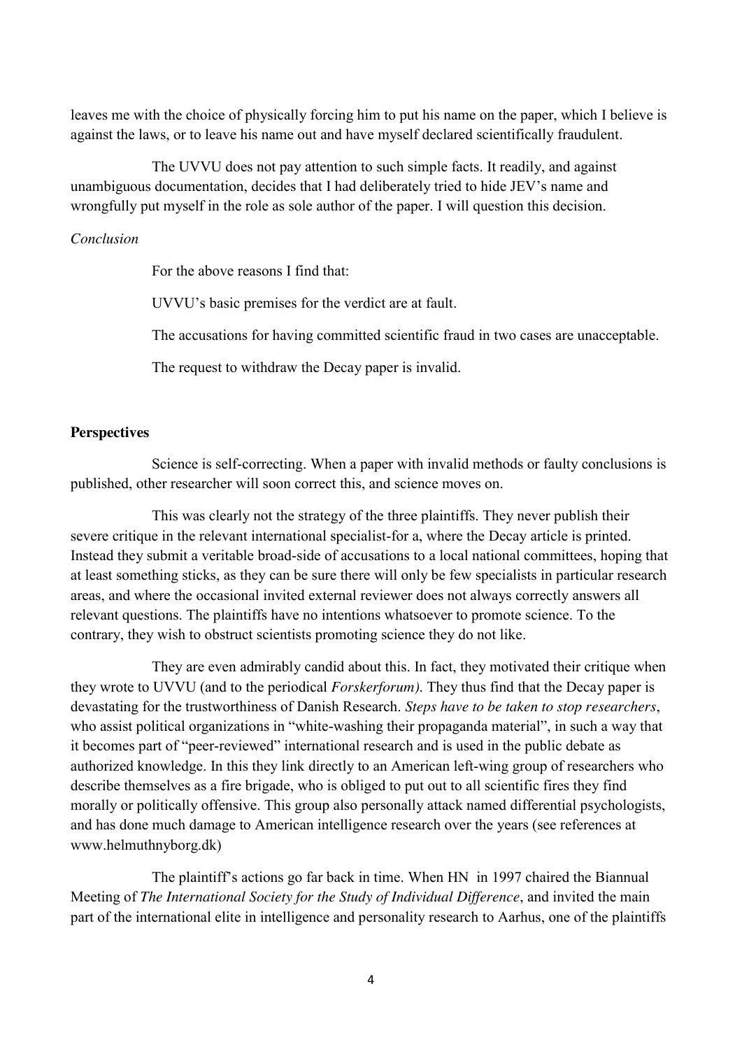leaves me with the choice of physically forcing him to put his name on the paper, which I believe is against the laws, or to leave his name out and have myself declared scientifically fraudulent.

The UVVU does not pay attention to such simple facts. It readily, and against unambiguous documentation, decides that I had deliberately tried to hide JEV's name and wrongfully put myself in the role as sole author of the paper. I will question this decision.

*Conclusion*

For the above reasons I find that:

UVVU's basic premises for the verdict are at fault.

The accusations for having committed scientific fraud in two cases are unacceptable.

The request to withdraw the Decay paper is invalid.

**Perspectives**

Science is self-correcting. When a paper with invalid methods or faulty conclusions is published, other researcher will soon correct this, and science moves on.

This was clearly not the strategy of the three plaintiffs. They never publish their severe critique in the relevant international specialist-for a, where the Decay article is printed. Instead they submit a veritable broad-side of accusations to a local national committees, hoping that at least something sticks, as they can be sure there will only be few specialists in particular research areas, and where the occasional invited external reviewer does not always correctly answers all relevant questions. The plaintiffs have no intentions whatsoever to promote science. To the contrary, they wish to obstruct scientists promoting science they do not like.

They are even admirably candid about this. In fact, they motivated their critique when they wrote to UVVU (and to the periodical *Forskerforum).* They thus find that the Decay paper is devastating for the trustworthiness of Danish Research. *Steps have to be taken to stop researchers*, who assist political organizations in "white-washing their propaganda material", in such a way that it becomes part of "peer-reviewed" international research and is used in the public debate as authorized knowledge. In this they link directly to an American left-wing group of researchers who describe themselves as a fire brigade, who is obliged to put out to all scientific fires they find morally or politically offensive. This group also personally attack named differential psychologists, and has done much damage to American intelligence research over the years (see references at www.helmuthnyborg.dk)

The plaintiff's actions go far back in time. When HN in 1997 chaired the Biannual Meeting of *The International Society for the Study of Individual Difference*, and invited the main part of the international elite in intelligence and personality research to Aarhus, one of the plaintiffs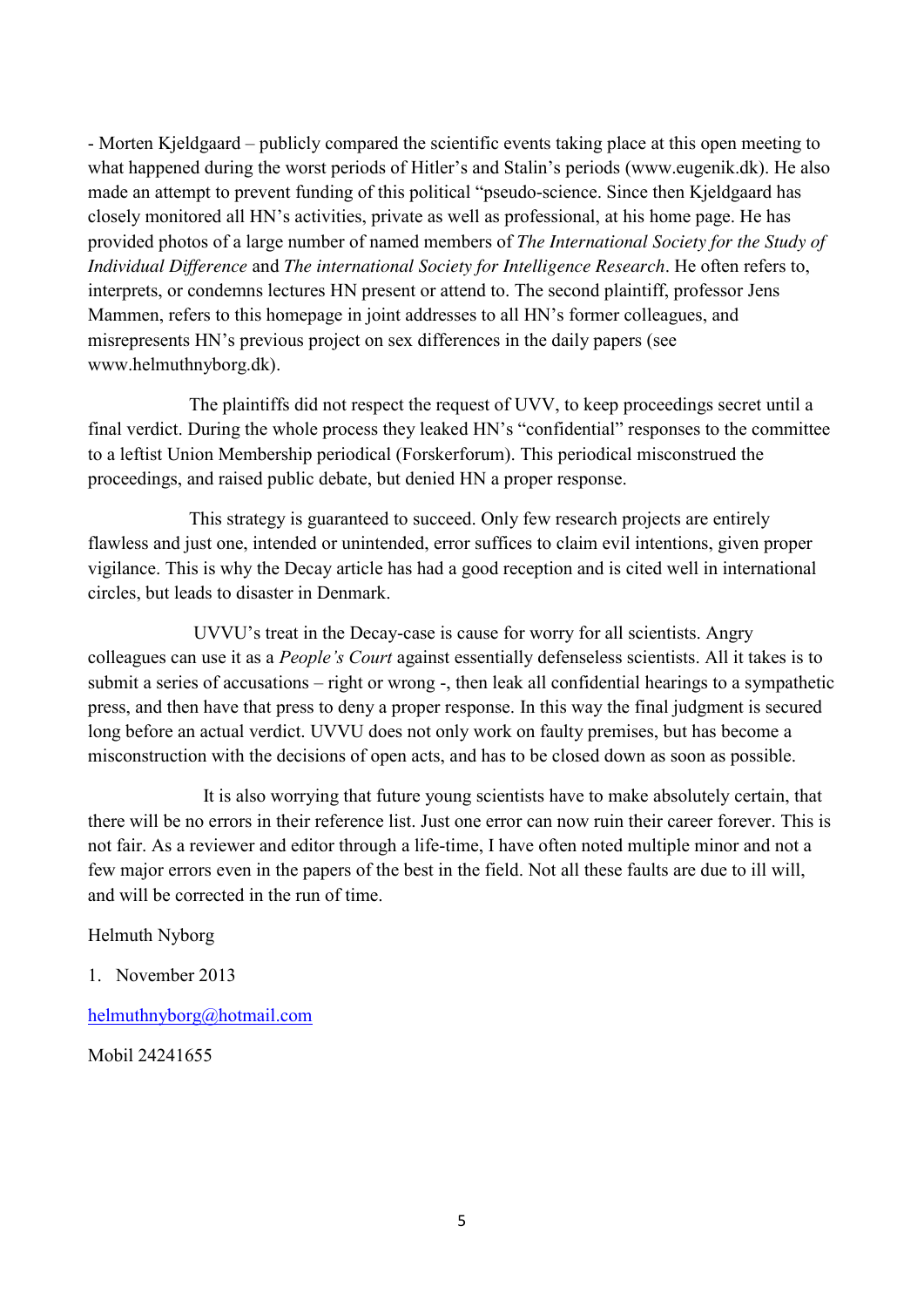- Morten Kjeldgaard – publicly compared the scientific events taking place at this open meeting to what happened during the worst periods of Hitler's and Stalin's periods (www.eugenik.dk). He also made an attempt to prevent funding of this political "pseudo-science. Since then Kjeldgaard has closely monitored all HN's activities, private as well as professional, at his home page. He has provided photos of a large number of named members of *The International Society for the Study of Individual Difference* and *The international Society for Intelligence Research*. He often refers to, interprets, or condemns lectures HN present or attend to. The second plaintiff, professor Jens Mammen, refers to this homepage in joint addresses to all HN's former colleagues, and misrepresents HN's previous project on sex differences in the daily papers (see www.helmuthnyborg.dk).

The plaintiffs did not respect the request of UVV, to keep proceedings secret until a final verdict. During the whole process they leaked HN's "confidential" responses to the committee to a leftist Union Membership periodical (Forskerforum). This periodical misconstrued the proceedings, and raised public debate, but denied HN a proper response.

This strategy is guaranteed to succeed. Only few research projects are entirely flawless and just one, intended or unintended, error suffices to claim evil intentions, given proper vigilance. This is why the Decay article has had a good reception and is cited well in international circles, but leads to disaster in Denmark.

UVVU's treat in the Decay-case is cause for worry for all scientists. Angry colleagues can use it as a *People's Court* against essentially defenseless scientists. All it takes is to submit a series of accusations – right or wrong -, then leak all confidential hearings to a sympathetic press, and then have that press to deny a proper response. In this way the final judgment is secured long before an actual verdict. UVVU does not only work on faulty premises, but has become a misconstruction with the decisions of open acts, and has to be closed down as soon as possible.

It is also worrying that future young scientists have to make absolutely certain, that there will be no errors in their reference list. Just one error can now ruin their career forever. This is not fair. As a reviewer and editor through a life-time, I have often noted multiple minor and not a few major errors even in the papers of the best in the field. Not all these faults are due to ill will, and will be corrected in the run of time.

Helmuth Nyborg

1. November 2013

helmuthnyborg@hotmail.com

Mobil 24241655